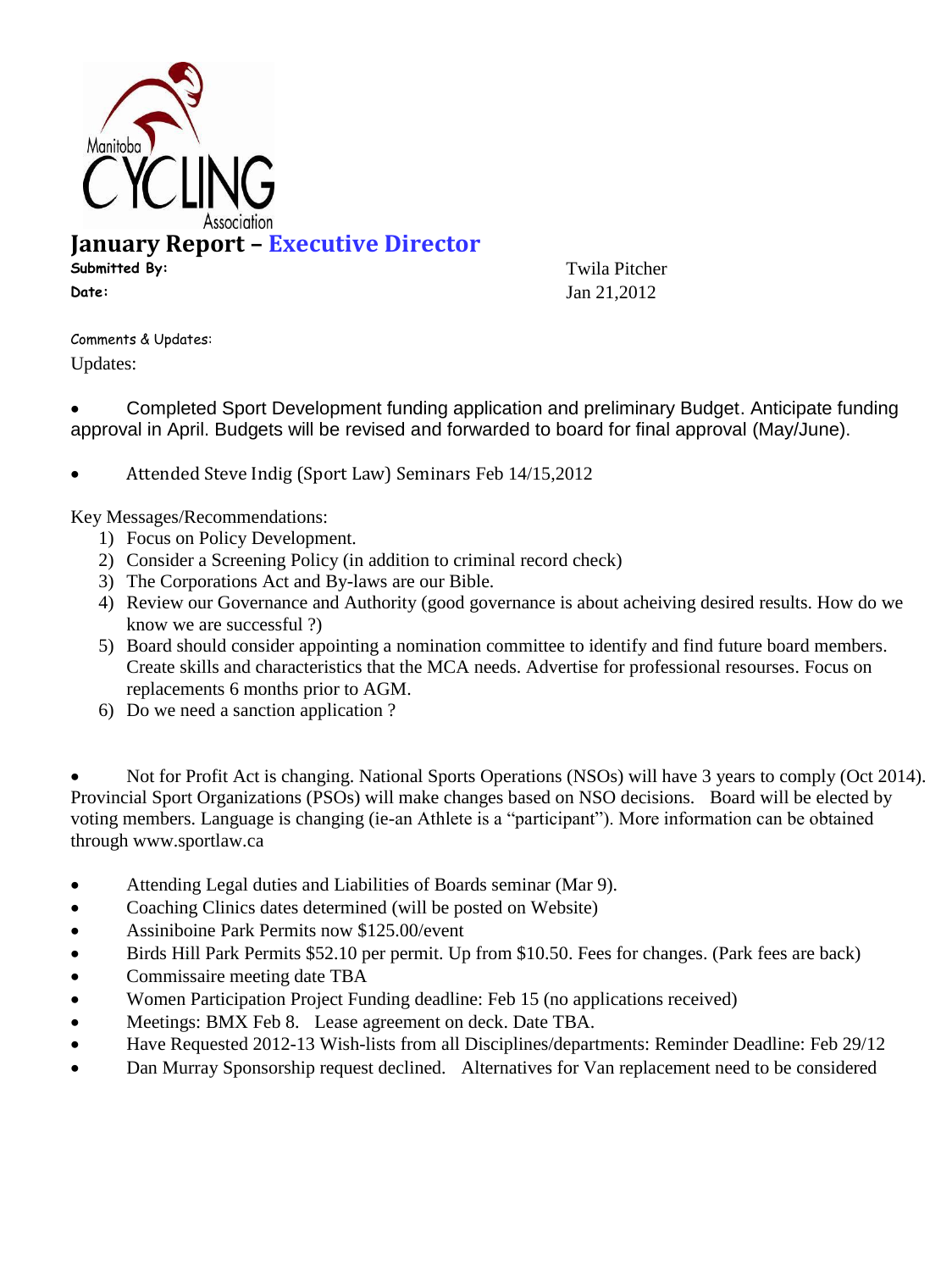# January Report – Executive Director

**Submitted By:** Twila Pitcher

**Date:** Jan 21,2012

Comments & Updates:

Updates:

- Completed Sport Development funding application and preliminary Budget. Anticipate funding approval in April. Budgets will be revised and forwarded to board for final approval (May/June).

- Attended Steve Indig (Sport Law) Seminars Feb 14/15,2012

Key Messages/Recommendations:

1) Focus on Policy Development.
2) Consider a Screening Policy (in addition to criminal record check)
3) The Corporations Act and By-laws are our Bible.
4) Review our Governance and Authority (good governance is about acheiving desired results. How do we know we are successful ?)
5) Board should consider appointing a nomination committee to identify and find future board members. Create skills and characteristics that the MCA needs. Advertise for professional resourses. Focus on replacements 6 months prior to AGM.
6) Do we need a sanction application ?

- Not for Profit Act is changing. National Sports Operations (NSOs) will have 3 years to comply (Oct 2014). Provincial Sport Organizations (PSOs) will make changes based on NSO decisions. Board will be elected by voting members. Language is changing (ie-an Athlete is a "participant"). More information can be obtained through www.sportlaw.ca

- Attending Legal duties and Liabilities of Boards seminar (Mar 9).
- Coaching Clinics dates determined (will be posted on Website)
- Assiniboine Park Permits now $125.00/event
- Birds Hill Park Permits $52.10 per permit. Up from $10.50. Fees for changes. (Park fees are back)
- Commissaire meeting date TBA
- Women Participation Project Funding deadline: Feb 15 (no applications received)
- Meetings: BMX Feb 8. Lease agreement on deck. Date TBA.
- Have Requested 2012-13 Wish-lists from all Disciplines/departments: Reminder Deadline: Feb 29/12
- Dan Murray Sponsorship request declined. Alternatives for Van replacement need to be considered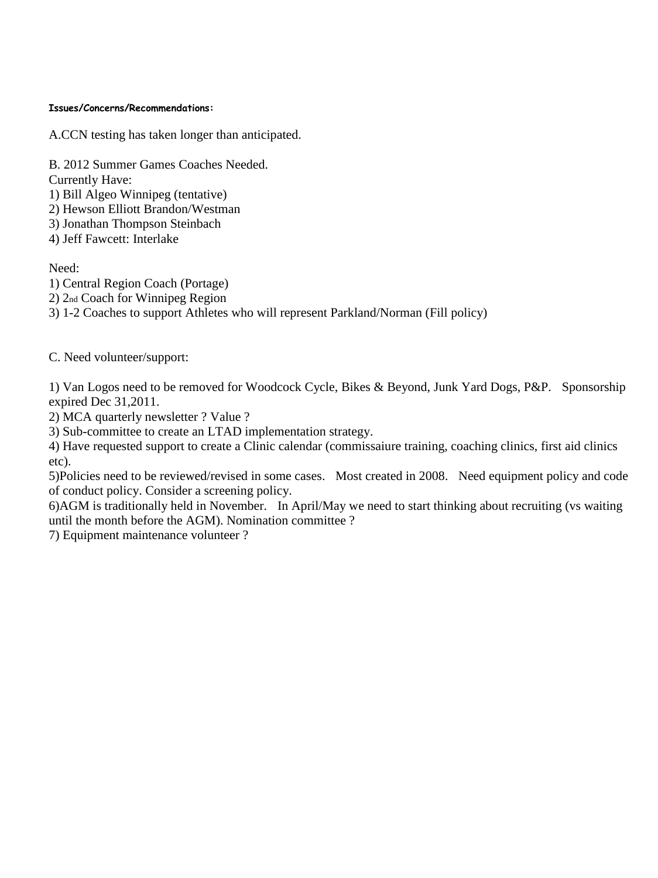**Issues/Concerns/Recommendations:**

A.CCN testing has taken longer than anticipated.

B. 2012 Summer Games Coaches Needed.
Currently Have:
1) Bill Algeo Winnipeg (tentative)
2) Hewson Elliott Brandon/Westman
3) Jonathan Thompson Steinbach
4) Jeff Fawcett: Interlake

Need:
1) Central Region Coach (Portage)
2) 2nd Coach for Winnipeg Region
3) 1-2 Coaches to support Athletes who will represent Parkland/Norman (Fill policy)

C. Need volunteer/support:

1) Van Logos need to be removed for Woodcock Cycle, Bikes & Beyond, Junk Yard Dogs, P&P. Sponsorship expired Dec 31,2011.
2) MCA quarterly newsletter ? Value ?
3) Sub-committee to create an LTAD implementation strategy.
4) Have requested support to create a Clinic calendar (commissaiure training, coaching clinics, first aid clinics etc).
5)Policies need to be reviewed/revised in some cases. Most created in 2008. Need equipment policy and code of conduct policy. Consider a screening policy.
6)AGM is traditionally held in November. In April/May we need to start thinking about recruiting (vs waiting until the month before the AGM). Nomination committee ?
7) Equipment maintenance volunteer ?